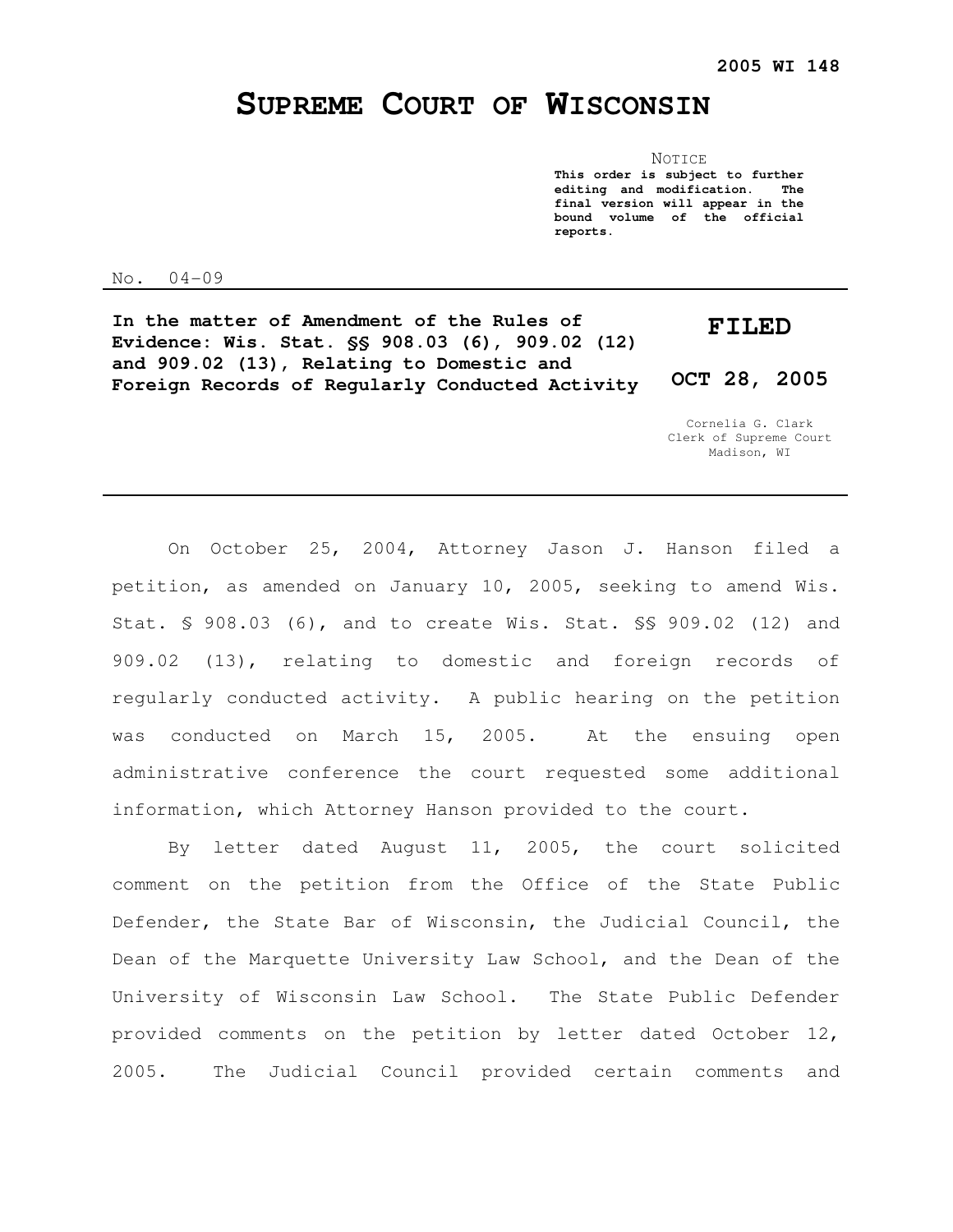**2005 WI 148**

# SUPREME COURT OF WISCONSIN

NOTICE

**This order is subject to further editing and modification. The final version will appear in the bound volume of the official reports.**

No. 04-09

**In the matter of Amendment of the Rules of Evidence: Wis. Stat. §§ 908.03 (6), 909.02 (12) and 909.02 (13), Relating to Domestic and Foreign Records of Regularly Conducted Activity**

**FILED**

**OCT 28, 2005**

Cornelia G. Clark
Clerk of Supreme Court
Madison, WI

---

On October 25, 2004, Attorney Jason J. Hanson filed a petition, as amended on January 10, 2005, seeking to amend Wis. Stat. § 908.03 (6), and to create Wis. Stat. §§ 909.02 (12) and 909.02 (13), relating to domestic and foreign records of regularly conducted activity. A public hearing on the petition was conducted on March 15, 2005. At the ensuing open administrative conference the court requested some additional information, which Attorney Hanson provided to the court.

By letter dated August 11, 2005, the court solicited comment on the petition from the Office of the State Public Defender, the State Bar of Wisconsin, the Judicial Council, the Dean of the Marquette University Law School, and the Dean of the University of Wisconsin Law School. The State Public Defender provided comments on the petition by letter dated October 12, 2005. The Judicial Council provided certain comments and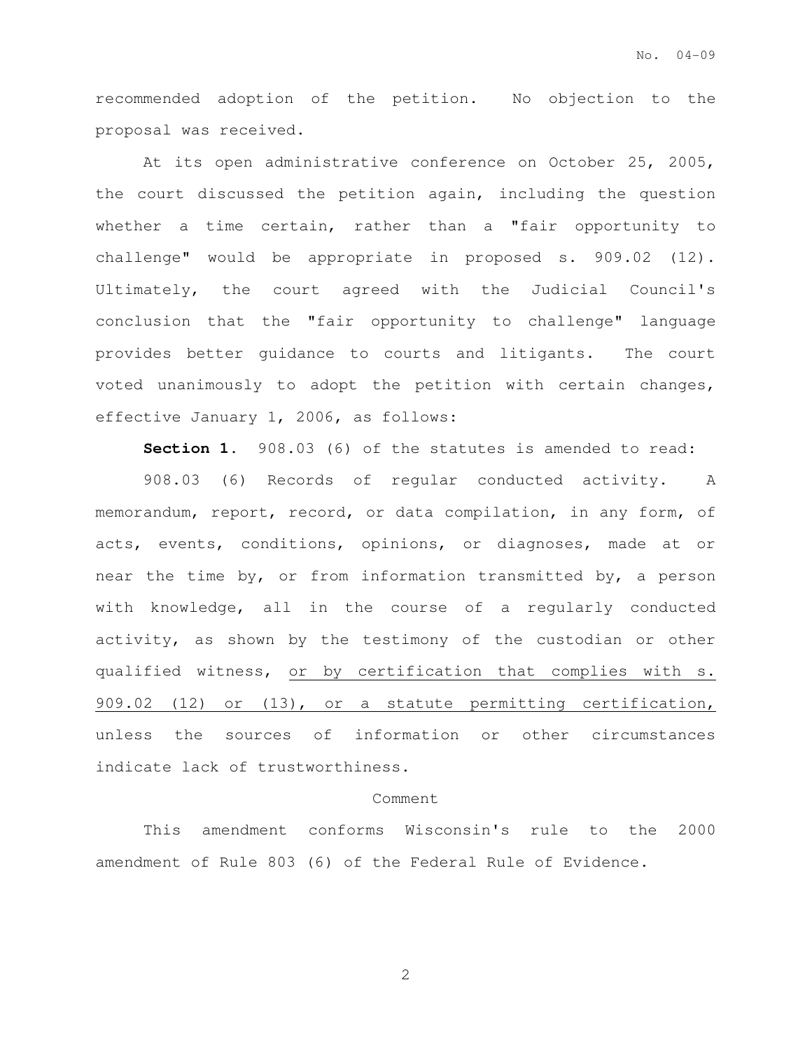recommended adoption of the petition. No objection to the proposal was received.

At its open administrative conference on October 25, 2005, the court discussed the petition again, including the question whether a time certain, rather than a "fair opportunity to challenge" would be appropriate in proposed s. 909.02 (12). Ultimately, the court agreed with the Judicial Council's conclusion that the "fair opportunity to challenge" language provides better guidance to courts and litigants. The court voted unanimously to adopt the petition with certain changes, effective January 1, 2006, as follows:

**Section 1.** 908.03 (6) of the statutes is amended to read:

908.03 (6) Records of regular conducted activity. A memorandum, report, record, or data compilation, in any form, of acts, events, conditions, opinions, or diagnoses, made at or near the time by, or from information transmitted by, a person with knowledge, all in the course of a regularly conducted activity, as shown by the testimony of the custodian or other qualified witness, <u>or by certification that complies with s. 909.02 (12) or (13), or a statute permitting certification,</u> unless the sources of information or other circumstances indicate lack of trustworthiness.

Comment

This amendment conforms Wisconsin's rule to the 2000 amendment of Rule 803 (6) of the Federal Rule of Evidence.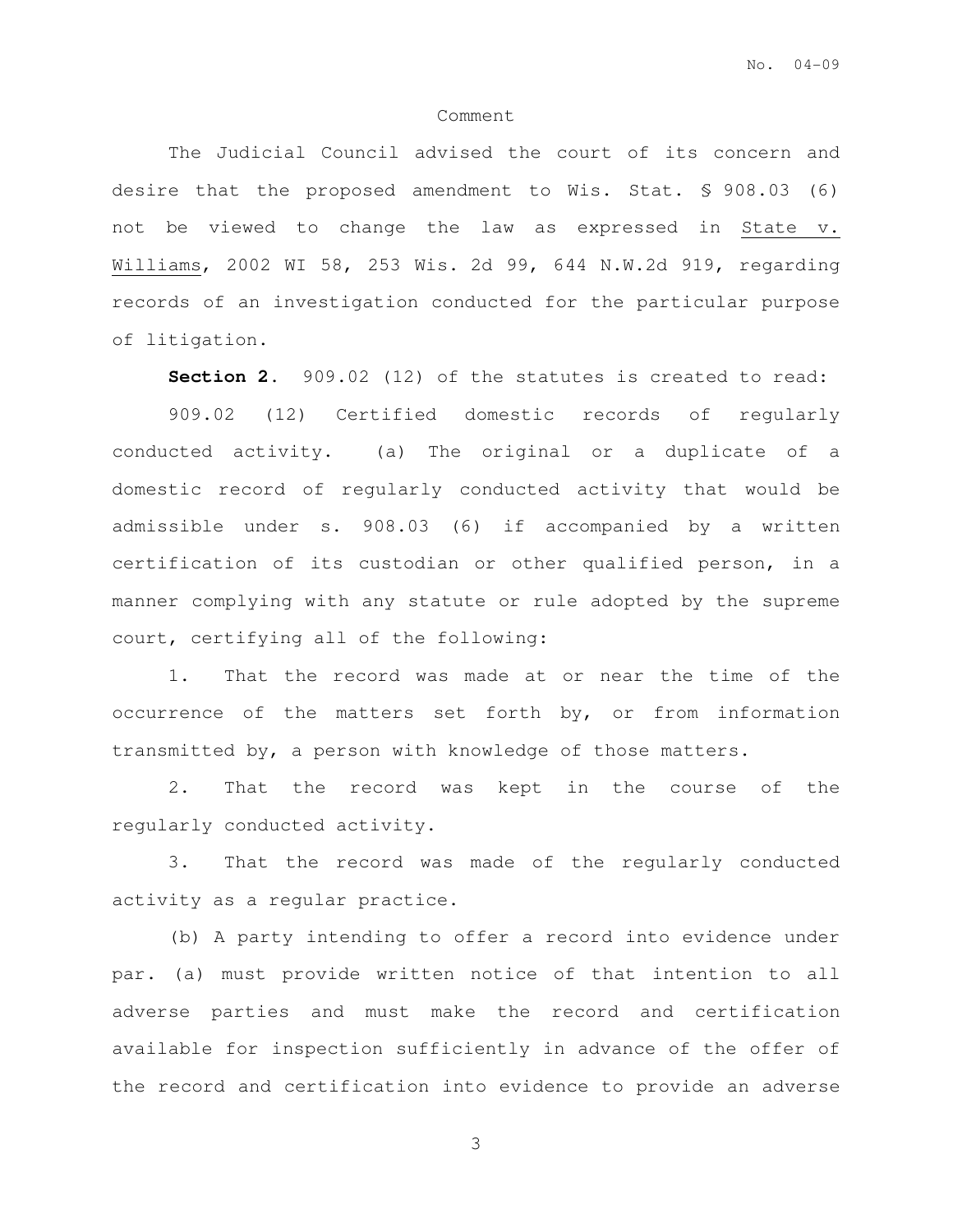Comment

The Judicial Council advised the court of its concern and desire that the proposed amendment to Wis. Stat. § 908.03 (6) not be viewed to change the law as expressed in State v. Williams, 2002 WI 58, 253 Wis. 2d 99, 644 N.W.2d 919, regarding records of an investigation conducted for the particular purpose of litigation.

**Section 2.** 909.02 (12) of the statutes is created to read:

909.02 (12) Certified domestic records of regularly conducted activity. (a) The original or a duplicate of a domestic record of regularly conducted activity that would be admissible under s. 908.03 (6) if accompanied by a written certification of its custodian or other qualified person, in a manner complying with any statute or rule adopted by the supreme court, certifying all of the following:

1. That the record was made at or near the time of the occurrence of the matters set forth by, or from information transmitted by, a person with knowledge of those matters.

2. That the record was kept in the course of the regularly conducted activity.

3. That the record was made of the regularly conducted activity as a regular practice.

(b) A party intending to offer a record into evidence under par. (a) must provide written notice of that intention to all adverse parties and must make the record and certification available for inspection sufficiently in advance of the offer of the record and certification into evidence to provide an adverse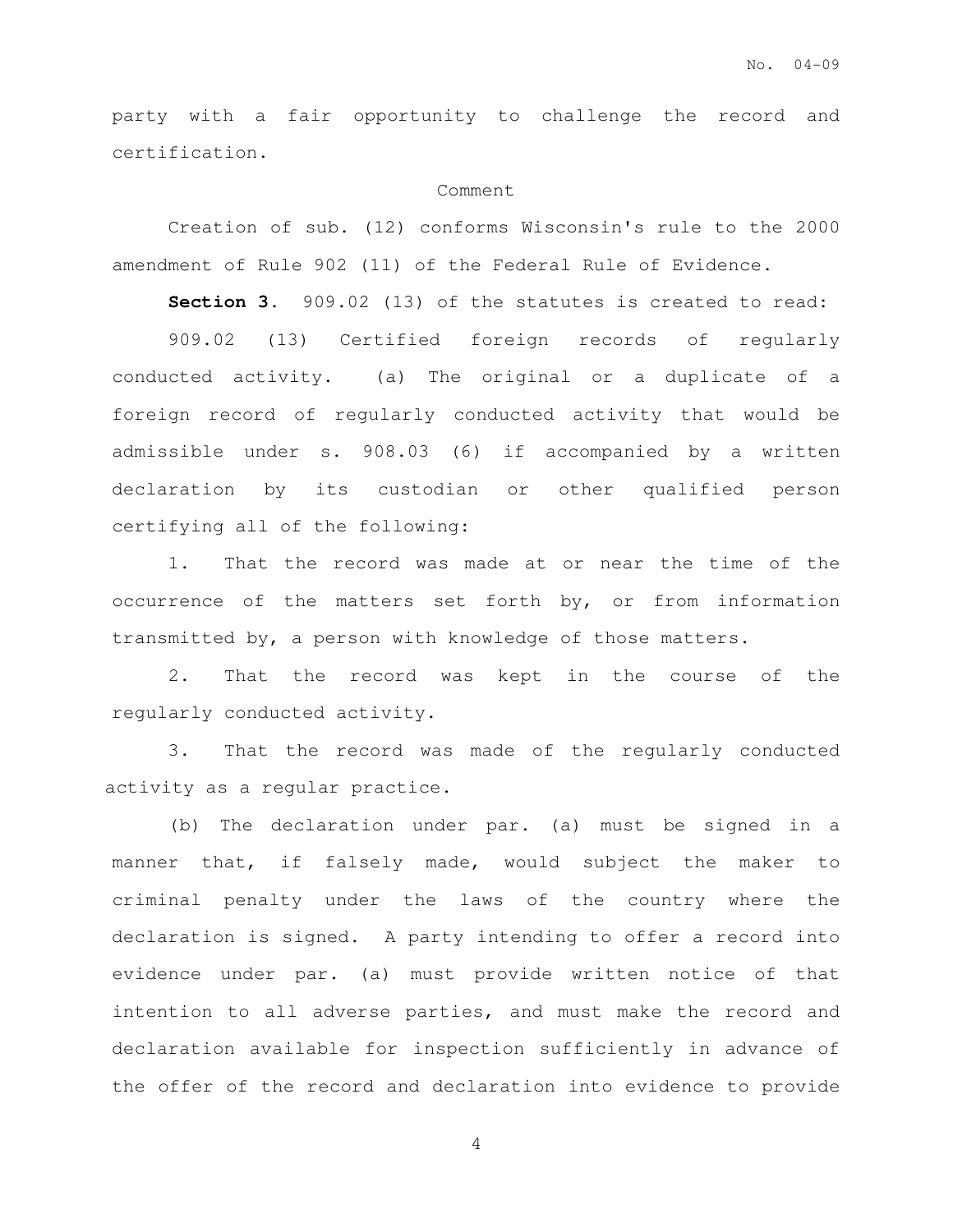party with a fair opportunity to challenge the record and certification.

Comment

Creation of sub. (12) conforms Wisconsin's rule to the 2000 amendment of Rule 902 (11) of the Federal Rule of Evidence.

**Section 3**. 909.02 (13) of the statutes is created to read:

909.02 (13) Certified foreign records of regularly conducted activity. (a) The original or a duplicate of a foreign record of regularly conducted activity that would be admissible under s. 908.03 (6) if accompanied by a written declaration by its custodian or other qualified person certifying all of the following:

1. That the record was made at or near the time of the occurrence of the matters set forth by, or from information transmitted by, a person with knowledge of those matters.

2. That the record was kept in the course of the regularly conducted activity.

3. That the record was made of the regularly conducted activity as a regular practice.

(b) The declaration under par. (a) must be signed in a manner that, if falsely made, would subject the maker to criminal penalty under the laws of the country where the declaration is signed. A party intending to offer a record into evidence under par. (a) must provide written notice of that intention to all adverse parties, and must make the record and declaration available for inspection sufficiently in advance of the offer of the record and declaration into evidence to provide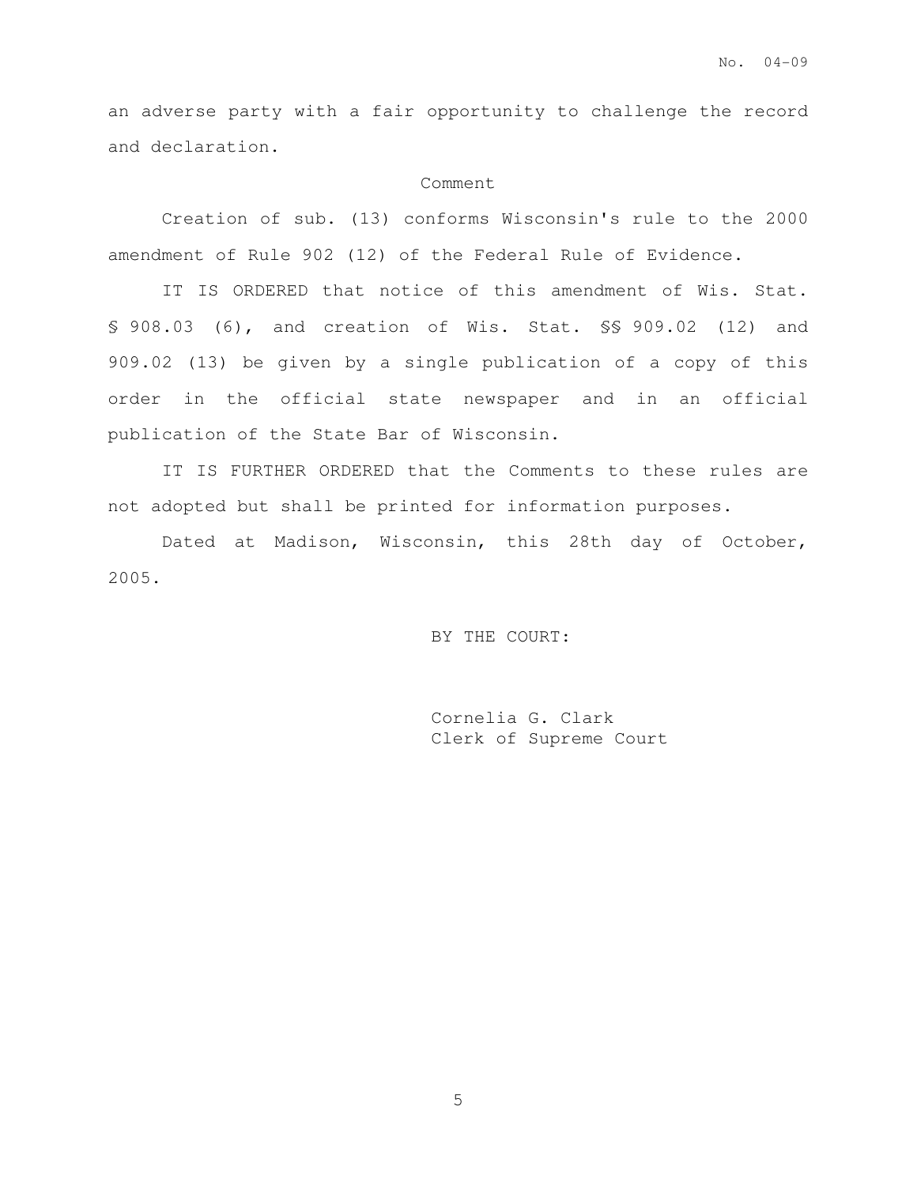an adverse party with a fair opportunity to challenge the record and declaration.

Comment

Creation of sub. (13) conforms Wisconsin's rule to the 2000 amendment of Rule 902 (12) of the Federal Rule of Evidence.

IT IS ORDERED that notice of this amendment of Wis. Stat. § 908.03 (6), and creation of Wis. Stat. §§ 909.02 (12) and 909.02 (13) be given by a single publication of a copy of this order in the official state newspaper and in an official publication of the State Bar of Wisconsin.

IT IS FURTHER ORDERED that the Comments to these rules are not adopted but shall be printed for information purposes.

Dated at Madison, Wisconsin, this 28th day of October, 2005.

BY THE COURT:

Cornelia G. Clark
Clerk of Supreme Court